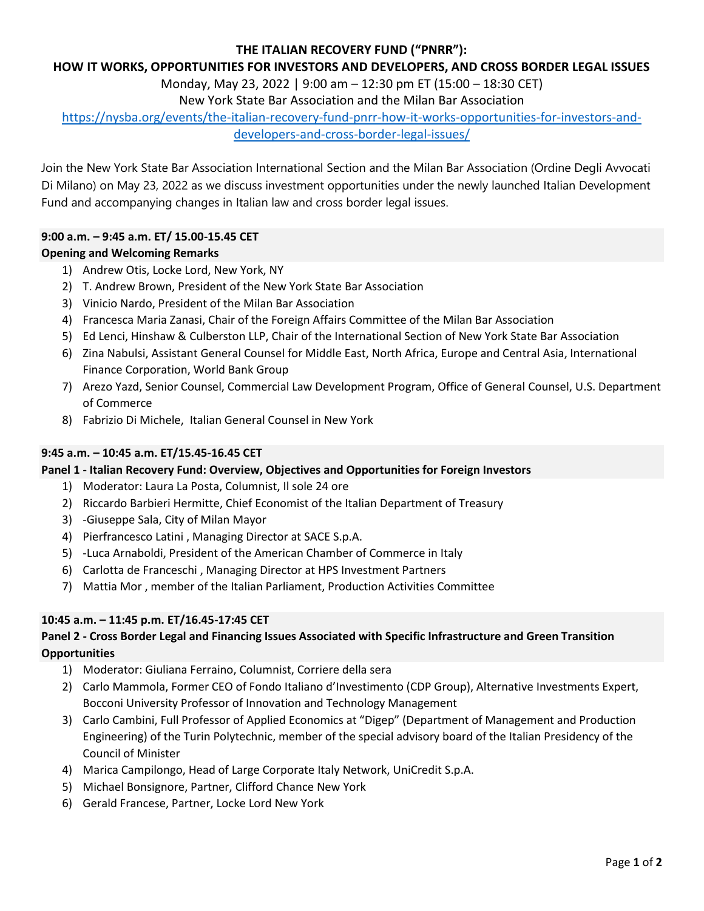**THE ITALIAN RECOVERY FUND ("PNRR"):**

**HOW IT WORKS, OPPORTUNITIES FOR INVESTORS AND DEVELOPERS, AND CROSS BORDER LEGAL ISSUES**

Monday, May 23, 2022 | 9:00 am – 12:30 pm ET (15:00 – 18:30 CET)

New York State Bar Association and the Milan Bar Association

[https://nysba.org/events/the-italian-recovery-fund-pnrr-how-it-works-opportunities-for-investors-and-developers-and-cross-border-legal-issues/](https://nysba.org/events/the-italian-recovery-fund-pnrr-how-it-works-opportunities-for-investors-and-developers-and-cross-border-legal-issues/)

Join the New York State Bar Association International Section and the Milan Bar Association (Ordine Degli Avvocati Di Milano) on May 23, 2022 as we discuss investment opportunities under the newly launched Italian Development Fund and accompanying changes in Italian law and cross border legal issues.

**9:00 a.m. – 9:45 a.m. ET/ 15.00-15.45 CET**

**Opening and Welcoming Remarks**

1) Andrew Otis, Locke Lord, New York, NY
2) T. Andrew Brown, President of the New York State Bar Association
3) Vinicio Nardo, President of the Milan Bar Association
4) Francesca Maria Zanasi, Chair of the Foreign Affairs Committee of the Milan Bar Association
5) Ed Lenci, Hinshaw & Culberston LLP, Chair of the International Section of New York State Bar Association
6) Zina Nabulsi, Assistant General Counsel for Middle East, North Africa, Europe and Central Asia, International Finance Corporation, World Bank Group
7) Arezo Yazd, Senior Counsel, Commercial Law Development Program, Office of General Counsel, U.S. Department of Commerce
8) Fabrizio Di Michele, Italian General Counsel in New York

**9:45 a.m. – 10:45 a.m. ET/15.45-16.45 CET**

**Panel 1 - Italian Recovery Fund: Overview, Objectives and Opportunities for Foreign Investors**

1) Moderator: Laura La Posta, Columnist, Il sole 24 ore
2) Riccardo Barbieri Hermitte, Chief Economist of the Italian Department of Treasury
3) -Giuseppe Sala, City of Milan Mayor
4) Pierfrancesco Latini , Managing Director at SACE S.p.A.
5) -Luca Arnaboldi, President of the American Chamber of Commerce in Italy
6) Carlotta de Franceschi , Managing Director at HPS Investment Partners
7) Mattia Mor , member of the Italian Parliament, Production Activities Committee

**10:45 a.m. – 11:45 p.m. ET/16.45-17:45 CET**

**Panel 2 - Cross Border Legal and Financing Issues Associated with Specific Infrastructure and Green Transition Opportunities**

1) Moderator: Giuliana Ferraino, Columnist, Corriere della sera
2) Carlo Mammola, Former CEO of Fondo Italiano d'Investimento (CDP Group), Alternative Investments Expert, Bocconi University Professor of Innovation and Technology Management
3) Carlo Cambini, Full Professor of Applied Economics at "Digep" (Department of Management and Production Engineering) of the Turin Polytechnic, member of the special advisory board of the Italian Presidency of the Council of Minister
4) Marica Campilongo, Head of Large Corporate Italy Network, UniCredit S.p.A.
5) Michael Bonsignore, Partner, Clifford Chance New York
6) Gerald Francese, Partner, Locke Lord New York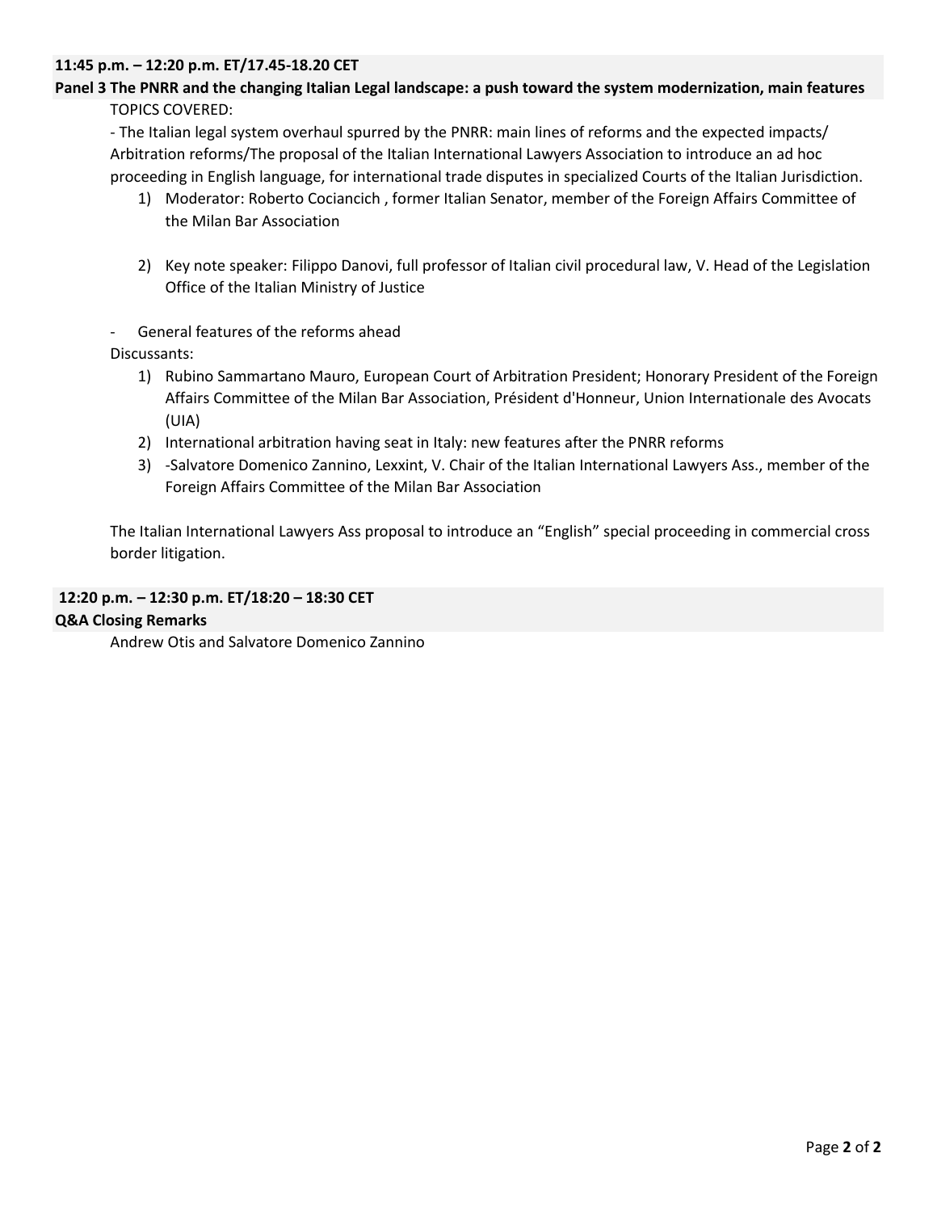**11:45 p.m. – 12:20 p.m. ET/17.45-18.20 CET**

**Panel 3 The PNRR and the changing Italian Legal landscape: a push toward the system modernization, main features**

TOPICS COVERED:

- The Italian legal system overhaul spurred by the PNRR: main lines of reforms and the expected impacts/ Arbitration reforms/The proposal of the Italian International Lawyers Association to introduce an ad hoc proceeding in English language, for international trade disputes in specialized Courts of the Italian Jurisdiction.

1) Moderator: Roberto Cociancich , former Italian Senator, member of the Foreign Affairs Committee of the Milan Bar Association

2) Key note speaker: Filippo Danovi, full professor of Italian civil procedural law, V. Head of the Legislation Office of the Italian Ministry of Justice

- General features of the reforms ahead

Discussants:

1) Rubino Sammartano Mauro, European Court of Arbitration President; Honorary President of the Foreign Affairs Committee of the Milan Bar Association, Président d'Honneur, Union Internationale des Avocats (UIA)
2) International arbitration having seat in Italy: new features after the PNRR reforms
3) -Salvatore Domenico Zannino, Lexxint, V. Chair of the Italian International Lawyers Ass., member of the Foreign Affairs Committee of the Milan Bar Association

The Italian International Lawyers Ass proposal to introduce an "English" special proceeding in commercial cross border litigation.

**12:20 p.m. – 12:30 p.m. ET/18:20 – 18:30 CET**

**Q&A Closing Remarks**

Andrew Otis and Salvatore Domenico Zannino